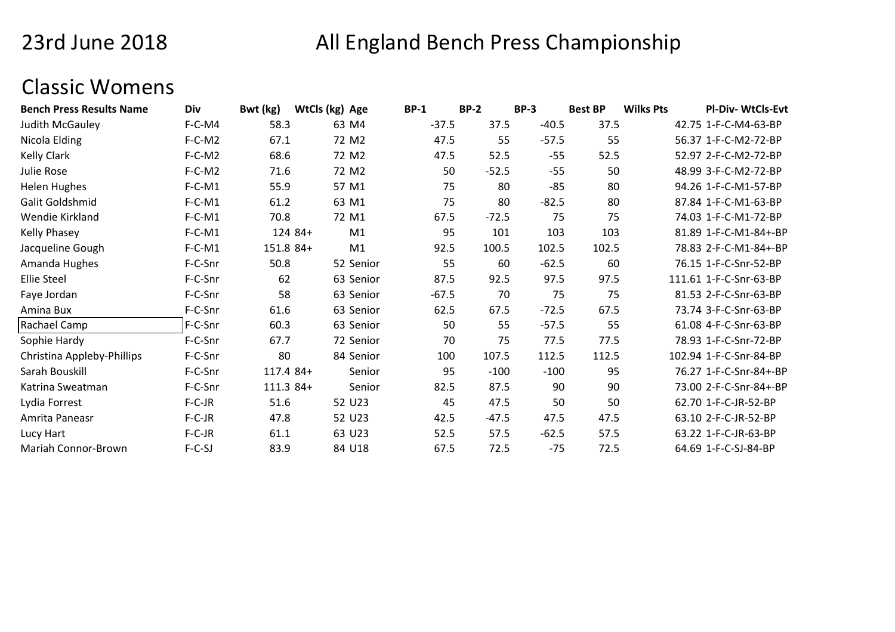23rd June 2018

# All England Bench Press Championship

## Classic Womens

| Bench Press Results Name | Div | Bwt (kg) | WtCls (kg) | Age | BP-1 | BP-2 | BP-3 | Best BP | Wilks Pts | Pl-Div- WtCls-Evt |
|---|---|---|---|---|---|---|---|---|---|---|
| Judith McGauley | F-C-M4 | 58.3 | 63 | M4 | -37.5 | 37.5 | -40.5 | 37.5 | 42.75 | 1-F-C-M4-63-BP |
| Nicola Elding | F-C-M2 | 67.1 | 72 | M2 | 47.5 | 55 | -57.5 | 55 | 56.37 | 1-F-C-M2-72-BP |
| Kelly Clark | F-C-M2 | 68.6 | 72 | M2 | 47.5 | 52.5 | -55 | 52.5 | 52.97 | 2-F-C-M2-72-BP |
| Julie Rose | F-C-M2 | 71.6 | 72 | M2 | 50 | -52.5 | -55 | 50 | 48.99 | 3-F-C-M2-72-BP |
| Helen Hughes | F-C-M1 | 55.9 | 57 | M1 | 75 | 80 | -85 | 80 | 94.26 | 1-F-C-M1-57-BP |
| Galit Goldshmid | F-C-M1 | 61.2 | 63 | M1 | 75 | 80 | -82.5 | 80 | 87.84 | 1-F-C-M1-63-BP |
| Wendie Kirkland | F-C-M1 | 70.8 | 72 | M1 | 67.5 | -72.5 | 75 | 75 | 74.03 | 1-F-C-M1-72-BP |
| Kelly Phasey | F-C-M1 | 124 | 84+ | M1 | 95 | 101 | 103 | 103 | 81.89 | 1-F-C-M1-84+-BP |
| Jacqueline Gough | F-C-M1 | 151.8 | 84+ | M1 | 92.5 | 100.5 | 102.5 | 102.5 | 78.83 | 2-F-C-M1-84+-BP |
| Amanda Hughes | F-C-Snr | 50.8 | 52 | Senior | 55 | 60 | -62.5 | 60 | 76.15 | 1-F-C-Snr-52-BP |
| Ellie Steel | F-C-Snr | 62 | 63 | Senior | 87.5 | 92.5 | 97.5 | 97.5 | 111.61 | 1-F-C-Snr-63-BP |
| Faye Jordan | F-C-Snr | 58 | 63 | Senior | -67.5 | 70 | 75 | 75 | 81.53 | 2-F-C-Snr-63-BP |
| Amina Bux | F-C-Snr | 61.6 | 63 | Senior | 62.5 | 67.5 | -72.5 | 67.5 | 73.74 | 3-F-C-Snr-63-BP |
| Rachael Camp | F-C-Snr | 60.3 | 63 | Senior | 50 | 55 | -57.5 | 55 | 61.08 | 4-F-C-Snr-63-BP |
| Sophie Hardy | F-C-Snr | 67.7 | 72 | Senior | 70 | 75 | 77.5 | 77.5 | 78.93 | 1-F-C-Snr-72-BP |
| Christina Appleby-Phillips | F-C-Snr | 80 | 84 | Senior | 100 | 107.5 | 112.5 | 112.5 | 102.94 | 1-F-C-Snr-84-BP |
| Sarah Bouskill | F-C-Snr | 117.4 | 84+ | Senior | 95 | -100 | -100 | 95 | 76.27 | 1-F-C-Snr-84+-BP |
| Katrina Sweatman | F-C-Snr | 111.3 | 84+ | Senior | 82.5 | 87.5 | 90 | 90 | 73.00 | 2-F-C-Snr-84+-BP |
| Lydia Forrest | F-C-JR | 51.6 | 52 | U23 | 45 | 47.5 | 50 | 50 | 62.70 | 1-F-C-JR-52-BP |
| Amrita Paneasr | F-C-JR | 47.8 | 52 | U23 | 42.5 | -47.5 | 47.5 | 47.5 | 63.10 | 2-F-C-JR-52-BP |
| Lucy Hart | F-C-JR | 61.1 | 63 | U23 | 52.5 | 57.5 | -62.5 | 57.5 | 63.22 | 1-F-C-JR-63-BP |
| Mariah Connor-Brown | F-C-SJ | 83.9 | 84 | U18 | 67.5 | 72.5 | -75 | 72.5 | 64.69 | 1-F-C-SJ-84-BP |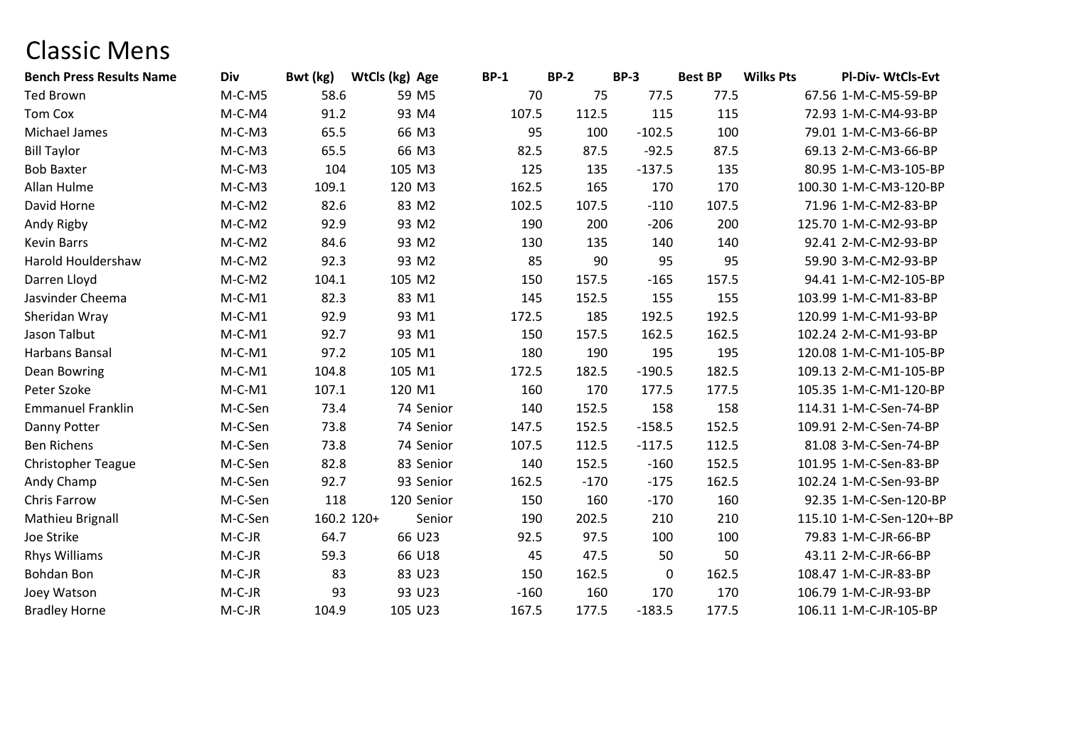# Classic Mens

| Bench Press Results Name | Div | Bwt (kg) | WtCls (kg) | Age | BP-1 | BP-2 | BP-3 | Best BP | Wilks Pts | Pl-Div- WtCls-Evt |
|---|---|---|---|---|---|---|---|---|---|---|
| Ted Brown | M-C-M5 | 58.6 | 59 | M5 | 70 | 75 | 77.5 | 77.5 | 67.56 | 1-M-C-M5-59-BP |
| Tom Cox | M-C-M4 | 91.2 | 93 | M4 | 107.5 | 112.5 | 115 | 115 | 72.93 | 1-M-C-M4-93-BP |
| Michael James | M-C-M3 | 65.5 | 66 | M3 | 95 | 100 | -102.5 | 100 | 79.01 | 1-M-C-M3-66-BP |
| Bill Taylor | M-C-M3 | 65.5 | 66 | M3 | 82.5 | 87.5 | -92.5 | 87.5 | 69.13 | 2-M-C-M3-66-BP |
| Bob Baxter | M-C-M3 | 104 | 105 | M3 | 125 | 135 | -137.5 | 135 | 80.95 | 1-M-C-M3-105-BP |
| Allan Hulme | M-C-M3 | 109.1 | 120 | M3 | 162.5 | 165 | 170 | 170 | 100.30 | 1-M-C-M3-120-BP |
| David Horne | M-C-M2 | 82.6 | 83 | M2 | 102.5 | 107.5 | -110 | 107.5 | 71.96 | 1-M-C-M2-83-BP |
| Andy Rigby | M-C-M2 | 92.9 | 93 | M2 | 190 | 200 | -206 | 200 | 125.70 | 1-M-C-M2-93-BP |
| Kevin Barrs | M-C-M2 | 84.6 | 93 | M2 | 130 | 135 | 140 | 140 | 92.41 | 2-M-C-M2-93-BP |
| Harold Houldershaw | M-C-M2 | 92.3 | 93 | M2 | 85 | 90 | 95 | 95 | 59.90 | 3-M-C-M2-93-BP |
| Darren Lloyd | M-C-M2 | 104.1 | 105 | M2 | 150 | 157.5 | -165 | 157.5 | 94.41 | 1-M-C-M2-105-BP |
| Jasvinder Cheema | M-C-M1 | 82.3 | 83 | M1 | 145 | 152.5 | 155 | 155 | 103.99 | 1-M-C-M1-83-BP |
| Sheridan Wray | M-C-M1 | 92.9 | 93 | M1 | 172.5 | 185 | 192.5 | 192.5 | 120.99 | 1-M-C-M1-93-BP |
| Jason Talbut | M-C-M1 | 92.7 | 93 | M1 | 150 | 157.5 | 162.5 | 162.5 | 102.24 | 2-M-C-M1-93-BP |
| Harbans Bansal | M-C-M1 | 97.2 | 105 | M1 | 180 | 190 | 195 | 195 | 120.08 | 1-M-C-M1-105-BP |
| Dean Bowring | M-C-M1 | 104.8 | 105 | M1 | 172.5 | 182.5 | -190.5 | 182.5 | 109.13 | 2-M-C-M1-105-BP |
| Peter Szoke | M-C-M1 | 107.1 | 120 | M1 | 160 | 170 | 177.5 | 177.5 | 105.35 | 1-M-C-M1-120-BP |
| Emmanuel Franklin | M-C-Sen | 73.4 | 74 | Senior | 140 | 152.5 | 158 | 158 | 114.31 | 1-M-C-Sen-74-BP |
| Danny Potter | M-C-Sen | 73.8 | 74 | Senior | 147.5 | 152.5 | -158.5 | 152.5 | 109.91 | 2-M-C-Sen-74-BP |
| Ben Richens | M-C-Sen | 73.8 | 74 | Senior | 107.5 | 112.5 | -117.5 | 112.5 | 81.08 | 3-M-C-Sen-74-BP |
| Christopher Teague | M-C-Sen | 82.8 | 83 | Senior | 140 | 152.5 | -160 | 152.5 | 101.95 | 1-M-C-Sen-83-BP |
| Andy Champ | M-C-Sen | 92.7 | 93 | Senior | 162.5 | -170 | -175 | 162.5 | 102.24 | 1-M-C-Sen-93-BP |
| Chris Farrow | M-C-Sen | 118 | 120 | Senior | 150 | 160 | -170 | 160 | 92.35 | 1-M-C-Sen-120-BP |
| Mathieu Brignall | M-C-Sen | 160.2 | 120+ | Senior | 190 | 202.5 | 210 | 210 | 115.10 | 1-M-C-Sen-120+-BP |
| Joe Strike | M-C-JR | 64.7 | 66 | U23 | 92.5 | 97.5 | 100 | 100 | 79.83 | 1-M-C-JR-66-BP |
| Rhys Williams | M-C-JR | 59.3 | 66 | U18 | 45 | 47.5 | 50 | 50 | 43.11 | 2-M-C-JR-66-BP |
| Bohdan Bon | M-C-JR | 83 | 83 | U23 | 150 | 162.5 | 0 | 162.5 | 108.47 | 1-M-C-JR-83-BP |
| Joey Watson | M-C-JR | 93 | 93 | U23 | -160 | 160 | 170 | 170 | 106.79 | 1-M-C-JR-93-BP |
| Bradley Horne | M-C-JR | 104.9 | 105 | U23 | 167.5 | 177.5 | -183.5 | 177.5 | 106.11 | 1-M-C-JR-105-BP |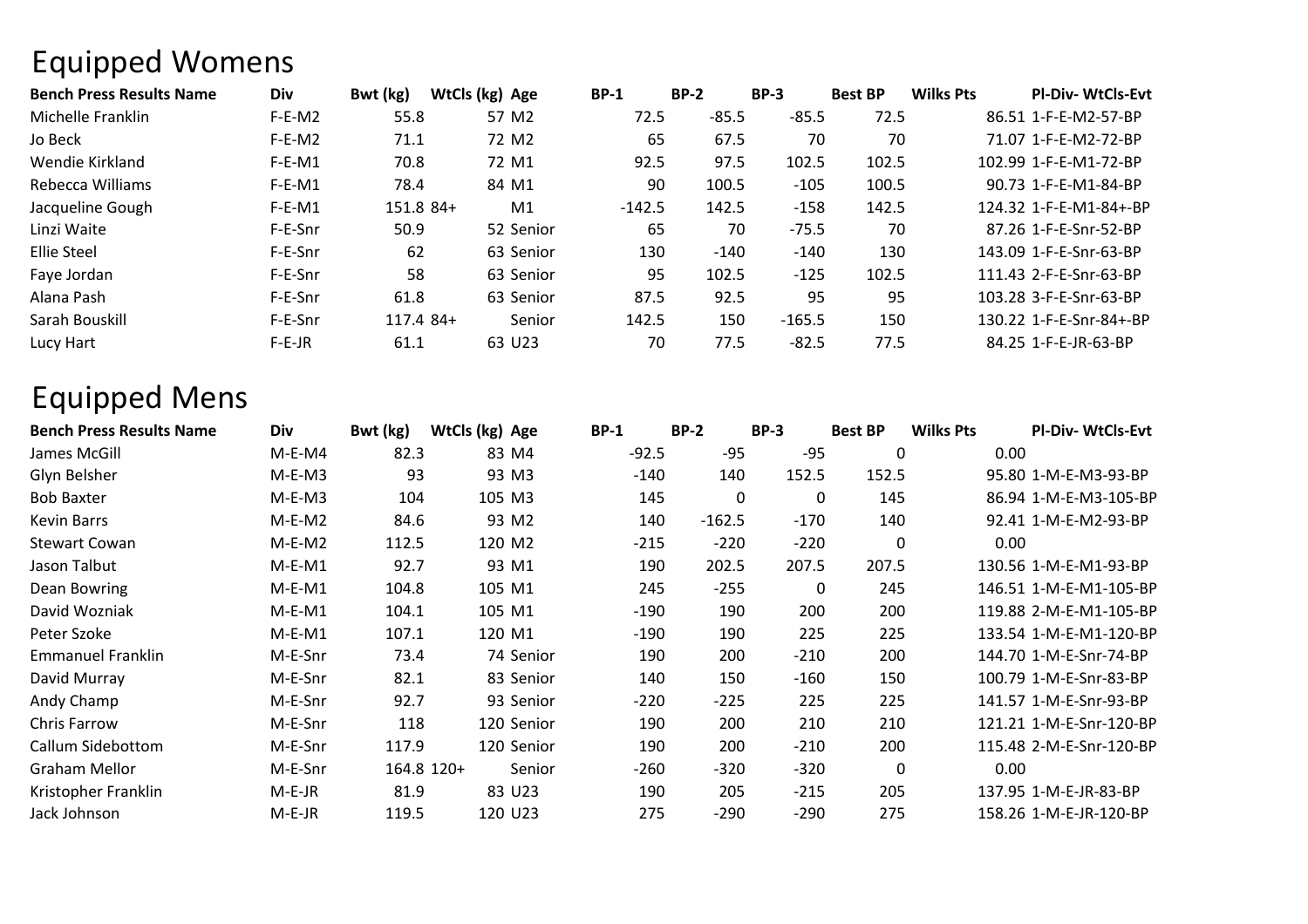# Equipped Womens

| Bench Press Results Name | Div | Bwt (kg) | WtCls (kg) | Age | BP-1 | BP-2 | BP-3 | Best BP | Wilks Pts | Pl-Div- WtCls-Evt |
|---|---|---|---|---|---|---|---|---|---|---|
| Michelle Franklin | F-E-M2 | 55.8 | 57 | M2 | 72.5 | -85.5 | -85.5 | 72.5 | 86.51 | 1-F-E-M2-57-BP |
| Jo Beck | F-E-M2 | 71.1 | 72 | M2 | 65 | 67.5 | 70 | 70 | 71.07 | 1-F-E-M2-72-BP |
| Wendie Kirkland | F-E-M1 | 70.8 | 72 | M1 | 92.5 | 97.5 | 102.5 | 102.5 | 102.99 | 1-F-E-M1-72-BP |
| Rebecca Williams | F-E-M1 | 78.4 | 84 | M1 | 90 | 100.5 | -105 | 100.5 | 90.73 | 1-F-E-M1-84-BP |
| Jacqueline Gough | F-E-M1 | 151.8 | 84+ | M1 | -142.5 | 142.5 | -158 | 142.5 | 124.32 | 1-F-E-M1-84+-BP |
| Linzi Waite | F-E-Snr | 50.9 | 52 | Senior | 65 | 70 | -75.5 | 70 | 87.26 | 1-F-E-Snr-52-BP |
| Ellie Steel | F-E-Snr | 62 | 63 | Senior | 130 | -140 | -140 | 130 | 143.09 | 1-F-E-Snr-63-BP |
| Faye Jordan | F-E-Snr | 58 | 63 | Senior | 95 | 102.5 | -125 | 102.5 | 111.43 | 2-F-E-Snr-63-BP |
| Alana Pash | F-E-Snr | 61.8 | 63 | Senior | 87.5 | 92.5 | 95 | 95 | 103.28 | 3-F-E-Snr-63-BP |
| Sarah Bouskill | F-E-Snr | 117.4 | 84+ | Senior | 142.5 | 150 | -165.5 | 150 | 130.22 | 1-F-E-Snr-84+-BP |
| Lucy Hart | F-E-JR | 61.1 | 63 | U23 | 70 | 77.5 | -82.5 | 77.5 | 84.25 | 1-F-E-JR-63-BP |

# Equipped Mens

| Bench Press Results Name | Div | Bwt (kg) | WtCls (kg) | Age | BP-1 | BP-2 | BP-3 | Best BP | Wilks Pts | Pl-Div- WtCls-Evt |
|---|---|---|---|---|---|---|---|---|---|---|
| James McGill | M-E-M4 | 82.3 | 83 | M4 | -92.5 | -95 | -95 | 0 | 0.00 | |
| Glyn Belsher | M-E-M3 | 93 | 93 | M3 | -140 | 140 | 152.5 | 152.5 | 95.80 | 1-M-E-M3-93-BP |
| Bob Baxter | M-E-M3 | 104 | 105 | M3 | 145 | 0 | 0 | 145 | 86.94 | 1-M-E-M3-105-BP |
| Kevin Barrs | M-E-M2 | 84.6 | 93 | M2 | 140 | -162.5 | -170 | 140 | 92.41 | 1-M-E-M2-93-BP |
| Stewart Cowan | M-E-M2 | 112.5 | 120 | M2 | -215 | -220 | -220 | 0 | 0.00 | |
| Jason Talbut | M-E-M1 | 92.7 | 93 | M1 | 190 | 202.5 | 207.5 | 207.5 | 130.56 | 1-M-E-M1-93-BP |
| Dean Bowring | M-E-M1 | 104.8 | 105 | M1 | 245 | -255 | 0 | 245 | 146.51 | 1-M-E-M1-105-BP |
| David Wozniak | M-E-M1 | 104.1 | 105 | M1 | -190 | 190 | 200 | 200 | 119.88 | 2-M-E-M1-105-BP |
| Peter Szoke | M-E-M1 | 107.1 | 120 | M1 | -190 | 190 | 225 | 225 | 133.54 | 1-M-E-M1-120-BP |
| Emmanuel Franklin | M-E-Snr | 73.4 | 74 | Senior | 190 | 200 | -210 | 200 | 144.70 | 1-M-E-Snr-74-BP |
| David Murray | M-E-Snr | 82.1 | 83 | Senior | 140 | 150 | -160 | 150 | 100.79 | 1-M-E-Snr-83-BP |
| Andy Champ | M-E-Snr | 92.7 | 93 | Senior | -220 | -225 | 225 | 225 | 141.57 | 1-M-E-Snr-93-BP |
| Chris Farrow | M-E-Snr | 118 | 120 | Senior | 190 | 200 | 210 | 210 | 121.21 | 1-M-E-Snr-120-BP |
| Callum Sidebottom | M-E-Snr | 117.9 | 120 | Senior | 190 | 200 | -210 | 200 | 115.48 | 2-M-E-Snr-120-BP |
| Graham Mellor | M-E-Snr | 164.8 | 120+ | Senior | -260 | -320 | -320 | 0 | 0.00 | |
| Kristopher Franklin | M-E-JR | 81.9 | 83 | U23 | 190 | 205 | -215 | 205 | 137.95 | 1-M-E-JR-83-BP |
| Jack Johnson | M-E-JR | 119.5 | 120 | U23 | 275 | -290 | -290 | 275 | 158.26 | 1-M-E-JR-120-BP |